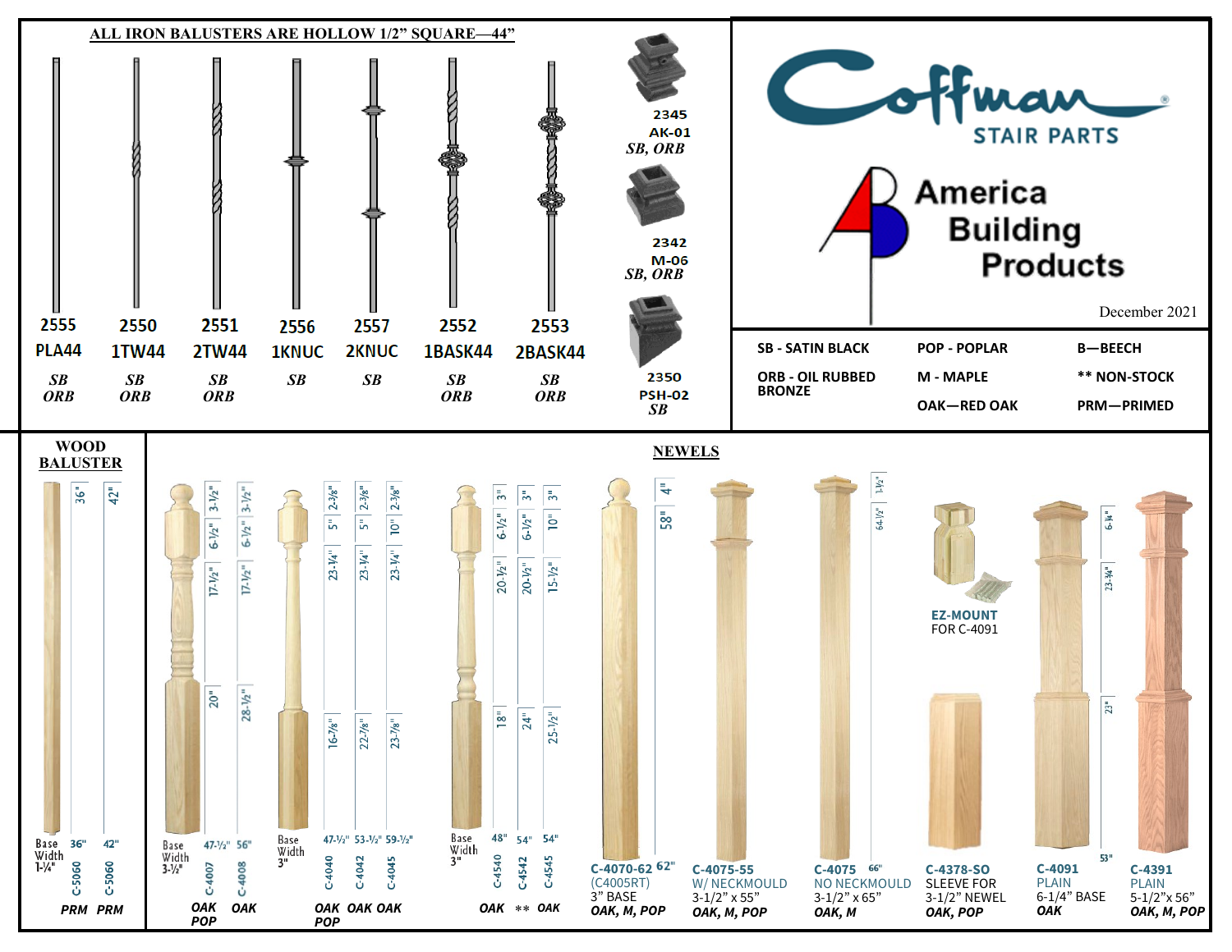## ALL IRON BALUSTERS ARE HOLLOW 1/2" SQUARE—44"

| 2555 | 2550 | 2551 | 2556 | 2557 | 2552 | 2553 |
|---|---|---|---|---|---|---|
| PLA44 | 1TW44 | 2TW44 | 1KNUC | 2KNUC | 1BASK44 | 2BASK44 |
| *SB ORB* | *SB ORB* | *SB ORB* | *SB* | *SB* | *SB ORB* | *SB ORB* |

| Shoe | Finish |
|---|---|
| 2345 AK-01 | *SB, ORB* |
| 2342 M-06 | *SB, ORB* |
| 2350 PSH-02 | *SB* |

# Coffman STAIR PARTS

# America Building Products

December 2021

| | | |
|---|---|---|
| SB - SATIN BLACK | POP - POPLAR | B—BEECH |
| ORB - OIL RUBBED BRONZE | M - MAPLE | ** NON-STOCK |
| | OAK—RED OAK | PRM—PRIMED |

## WOOD BALUSTER

Base Width 1-¼"

| Item | Length | Finish |
|---|---|---|
| C-5060 | 36" | *PRM* |
| C-5060 | 42" | *PRM* |

## NEWELS

Base Width 3-½"

| Item | Overall | Dimensions | Finish |
|---|---|---|---|
| C-4007 | 47-½" | 3-½", 6-½", 17-½", 20" | *OAK POP* |
| C-4008 | 56" | 3-½", 6-½", 17-½", 28-½" | *OAK* |

Base Width 3"

| Item | Overall | Dimensions | Finish |
|---|---|---|---|
| C-4040 | 47-½" | 2-⅜", 5", 23-¼", 16-⅞" | *OAK POP* |
| C-4042 | 53-½" | 2-⅜", 5", 23-¼", 22-⅞" | *OAK* |
| C-4045 | 59-½" | 2-⅜", 10", 23-¼", 23-⅞" | *OAK* |

Base Width 3"

| Item | Overall | Dimensions | Finish |
|---|---|---|---|
| C-4540 | 48" | 3", 6-½", 20-½", 18" | *OAK* |
| C-4542 | 54" | 3", 6-½", 20-½", 24" | ** |
| C-4545 | 54" | 3", 10", 15-½", 25-½" | *OAK* |

| Item | Description | Finish |
|---|---|---|
| C-4070-62 (C4005RT) | 62" (4", 58"), 3" BASE | *OAK, M, POP* |
| C-4075-55 | W/ NECKMOULD 3-1/2" x 55" | *OAK, M, POP* |
| C-4075 | NO NECKMOULD 3-1/2" x 65" (66"; 1-½", 64-½") | *OAK, M* |
| C-4378-SO | SLEEVE FOR 3-1/2" NEWEL | *OAK, POP* |
| C-4091 | PLAIN 6-1/4" BASE (53"; 6-¼", 23-¾", 23") | *OAK* |
| C-4391 | PLAIN 5-1/2"x 56" | *OAK, M, POP* |

EZ-MOUNT FOR C-4091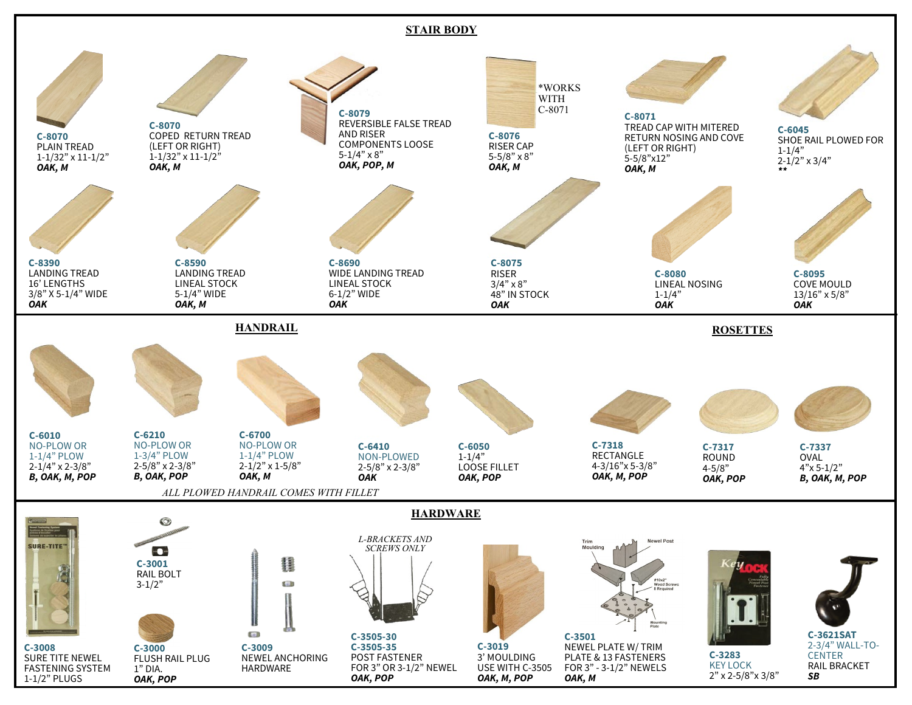## STAIR BODY

**C-8070**
PLAIN TREAD
1-1/32” x 11-1/2”
***OAK, M***

**C-8070**
COPED RETURN TREAD
(LEFT OR RIGHT)
1-1/32” x 11-1/2”
***OAK, M***

**C-8079**
REVERSIBLE FALSE TREAD AND RISER
COMPONENTS LOOSE
5-1/4” x 8”
***OAK, POP, M***

**C-8076**
RISER CAP
5-5/8” x 8”
***OAK, M***

*WORKS WITH C-8071

**C-8071**
TREAD CAP WITH MITERED RETURN NOSING AND COVE
(LEFT OR RIGHT)
5-5/8”x12”
***OAK, M***

**C-6045**
SHOE RAIL PLOWED FOR 1-1/4”
2-1/2” x 3/4”
**

**C-8390**
LANDING TREAD
16’ LENGTHS
3/8” X 5-1/4” WIDE
***OAK***

**C-8590**
LANDING TREAD
LINEAL STOCK
5-1/4” WIDE
***OAK, M***

**C-8690**
WIDE LANDING TREAD
LINEAL STOCK
6-1/2” WIDE
***OAK***

**C-8075**
RISER
3/4” x 8”
48” IN STOCK
***OAK***

**C-8080**
LINEAL NOSING
1-1/4”
***OAK***

**C-8095**
COVE MOULD
13/16” x 5/8”
***OAK***

## HANDRAIL

**C-6010**
NO-PLOW OR 1-1/4” PLOW
2-1/4” x 2-3/8”
***B, OAK, M, POP***

**C-6210**
NO-PLOW OR 1-3/4” PLOW
2-5/8” x 2-3/8”
***B, OAK, POP***

**C-6700**
NO-PLOW OR 1-1/4” PLOW
2-1/2” x 1-5/8”
***OAK, M***

**C-6410**
NON-PLOWED
2-5/8” x 2-3/8”
***OAK***

**C-6050**
1-1/4”
LOOSE FILLET
***OAK, POP***

*ALL PLOWED HANDRAIL COMES WITH FILLET*

## ROSETTES

**C-7318**
RECTANGLE
4-3/16”x 5-3/8”
***OAK, M, POP***

**C-7317**
ROUND
4-5/8”
***OAK, POP***

**C-7337**
OVAL
4”x 5-1/2”
***B, OAK, M, POP***

## HARDWARE

**C-3008**
SURE TITE NEWEL FASTENING SYSTEM
1-1/2” PLUGS

**C-3001**
RAIL BOLT
3-1/2”

**C-3000**
FLUSH RAIL PLUG
1” DIA.
***OAK, POP***

**C-3009**
NEWEL ANCHORING HARDWARE

*L-BRACKETS AND SCREWS ONLY*

**C-3505-30**
**C-3505-35**
POST FASTENER
FOR 3” OR 3-1/2” NEWEL
***OAK, POP***

**C-3019**
3’ MOULDING
USE WITH C-3505
***OAK, M, POP***

**C-3501**
NEWEL PLATE W/ TRIM PLATE & 13 FASTENERS
FOR 3” - 3-1/2” NEWELS
***OAK, M***

**C-3283**
KEY LOCK
2” x 2-5/8”x 3/8”

**C-3621SAT**
2-3/4” WALL-TO-CENTER
RAIL BRACKET
***SB***